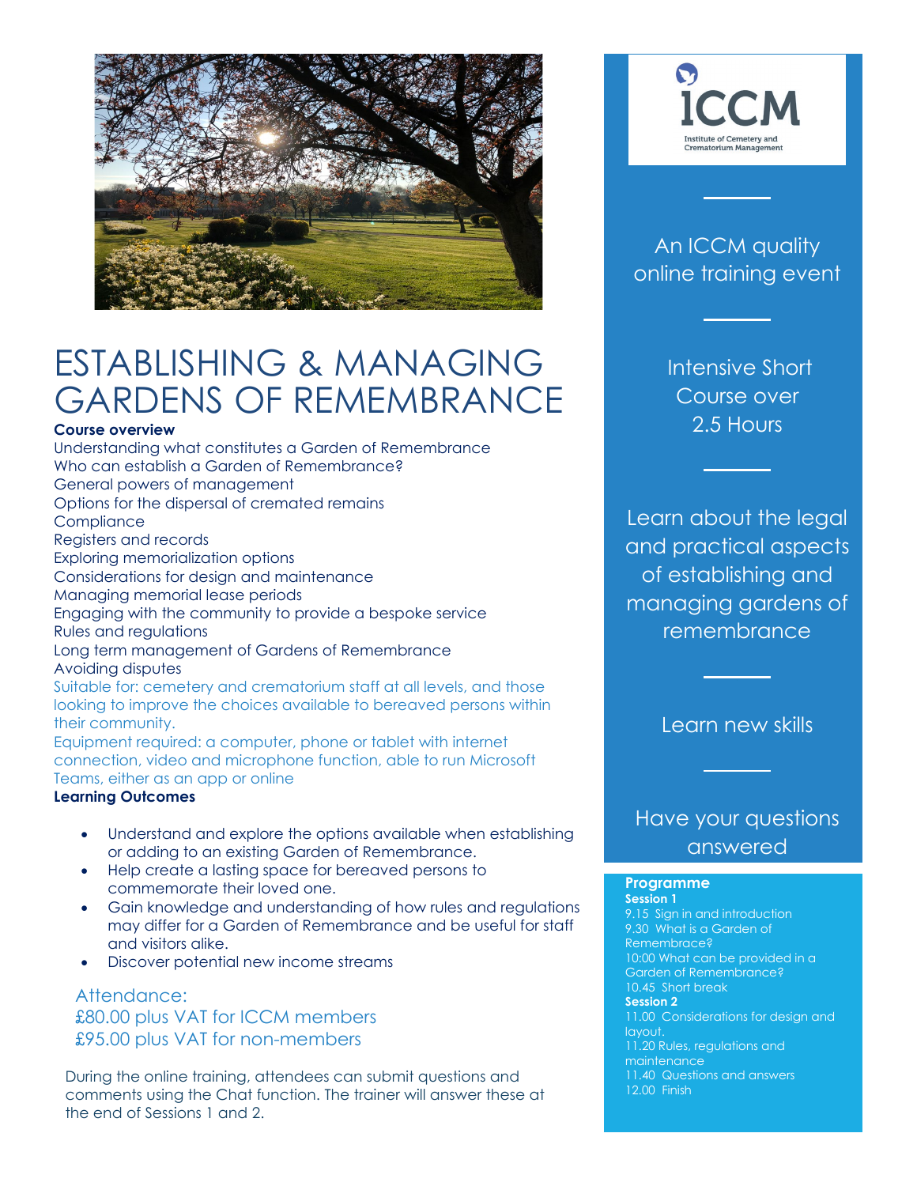# ESTABLISHING & MANAGING GARDENS OF REMEMBRANCE

**Course overview**

Understanding what constitutes a Garden of Remembrance
Who can establish a Garden of Remembrance?
General powers of management
Options for the dispersal of cremated remains
Compliance
Registers and records
Exploring memorialization options
Considerations for design and maintenance
Managing memorial lease periods
Engaging with the community to provide a bespoke service
Rules and regulations
Long term management of Gardens of Remembrance
Avoiding disputes

Suitable for: cemetery and crematorium staff at all levels, and those looking to improve the choices available to bereaved persons within their community.

Equipment required: a computer, phone or tablet with internet connection, video and microphone function, able to run Microsoft Teams, either as an app or online

**Learning Outcomes**

- Understand and explore the options available when establishing or adding to an existing Garden of Remembrance.
- Help create a lasting space for bereaved persons to commemorate their loved one.
- Gain knowledge and understanding of how rules and regulations may differ for a Garden of Remembrance and be useful for staff and visitors alike.
- Discover potential new income streams

Attendance:
£80.00 plus VAT for ICCM members
£95.00 plus VAT for non-members

During the online training, attendees can submit questions and comments using the Chat function. The trainer will answer these at the end of Sessions 1 and 2.

ICCM
Institute of Cemetery and Crematorium Management

An ICCM quality online training event

Intensive Short Course over 2.5 Hours

Learn about the legal and practical aspects of establishing and managing gardens of remembrance

Learn new skills

Have your questions answered

**Programme**

**Session 1**

9.15 Sign in and introduction
9.30 What is a Garden of Remembrance?
10:00 What can be provided in a Garden of Remembrance?
10.45 Short break

**Session 2**

11.00 Considerations for design and layout.
11.20 Rules, regulations and maintenance
11.40 Questions and answers
12.00 Finish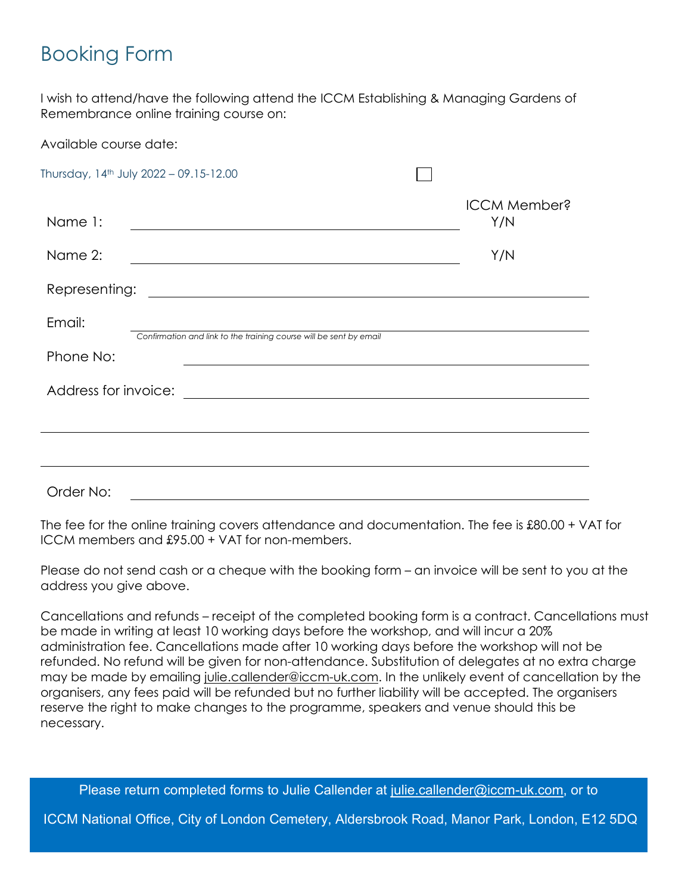# Booking Form

I wish to attend/have the following attend the ICCM Establishing & Managing Gardens of Remembrance online training course on:

Available course date:

Thursday, 14th July 2022 – 09.15-12.00 ☐

| | | |
|---|---|---|
| Name 1: | ______________________________ | ICCM Member? Y/N |
| Name 2: | ______________________________ | Y/N |

Representing: ______________________________

Email: ______________________________

*Confirmation and link to the training course will be sent by email*

Phone No: ______________________________

Address for invoice: ______________________________

______________________________

______________________________

Order No: ______________________________

The fee for the online training covers attendance and documentation. The fee is £80.00 + VAT for ICCM members and £95.00 + VAT for non-members.

Please do not send cash or a cheque with the booking form – an invoice will be sent to you at the address you give above.

Cancellations and refunds – receipt of the completed booking form is a contract. Cancellations must be made in writing at least 10 working days before the workshop, and will incur a 20% administration fee. Cancellations made after 10 working days before the workshop will not be refunded. No refund will be given for non-attendance. Substitution of delegates at no extra charge may be made by emailing julie.callender@iccm-uk.com. In the unlikely event of cancellation by the organisers, any fees paid will be refunded but no further liability will be accepted. The organisers reserve the right to make changes to the programme, speakers and venue should this be necessary.

Please return completed forms to Julie Callender at julie.callender@iccm-uk.com, or to

ICCM National Office, City of London Cemetery, Aldersbrook Road, Manor Park, London, E12 5DQ